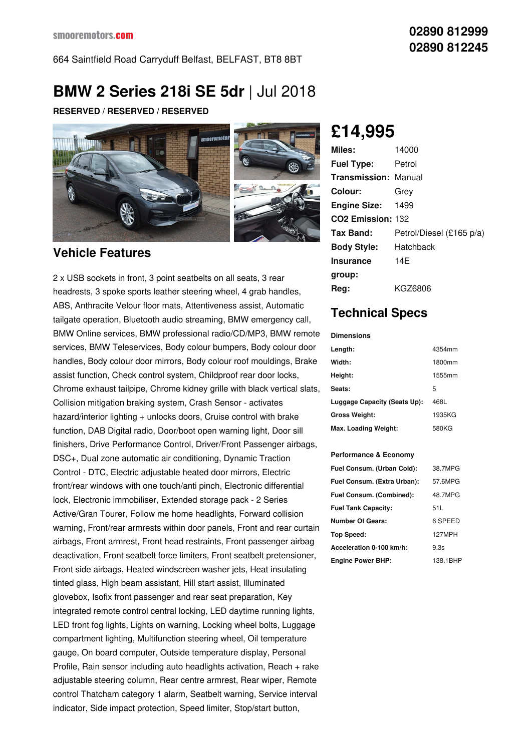smooremotors.com

664 Saintfield Road Carryduff Belfast, BELFAST, BT8 8BT

02890 812999
02890 812245

# BMW 2 Series 218i SE 5dr | Jul 2018

**RESERVED / RESERVED / RESERVED**

## £14,995

| | |
|---|---|
| **Miles:** | 14000 |
| **Fuel Type:** | Petrol |
| **Transmission:** | Manual |
| **Colour:** | Grey |
| **Engine Size:** | 1499 |
| **CO2 Emission:** | 132 |
| **Tax Band:** | Petrol/Diesel (£165 p/a) |
| **Body Style:** | Hatchback |
| **Insurance group:** | 14E |
| **Reg:** | KGZ6806 |

## Technical Specs

**Dimensions**

| | |
|---|---|
| **Length:** | 4354mm |
| **Width:** | 1800mm |
| **Height:** | 1555mm |
| **Seats:** | 5 |
| **Luggage Capacity (Seats Up):** | 468L |
| **Gross Weight:** | 1935KG |
| **Max. Loading Weight:** | 580KG |

**Performance & Economy**

| | |
|---|---|
| **Fuel Consum. (Urban Cold):** | 38.7MPG |
| **Fuel Consum. (Extra Urban):** | 57.6MPG |
| **Fuel Consum. (Combined):** | 48.7MPG |
| **Fuel Tank Capacity:** | 51L |
| **Number Of Gears:** | 6 SPEED |
| **Top Speed:** | 127MPH |
| **Acceleration 0-100 km/h:** | 9.3s |
| **Engine Power BHP:** | 138.1BHP |

## Vehicle Features

2 x USB sockets in front, 3 point seatbelts on all seats, 3 rear headrests, 3 spoke sports leather steering wheel, 4 grab handles, ABS, Anthracite Velour floor mats, Attentiveness assist, Automatic tailgate operation, Bluetooth audio streaming, BMW emergency call, BMW Online services, BMW professional radio/CD/MP3, BMW remote services, BMW Teleservices, Body colour bumpers, Body colour door handles, Body colour door mirrors, Body colour roof mouldings, Brake assist function, Check control system, Childproof rear door locks, Chrome exhaust tailpipe, Chrome kidney grille with black vertical slats, Collision mitigation braking system, Crash Sensor - activates hazard/interior lighting + unlocks doors, Cruise control with brake function, DAB Digital radio, Door/boot open warning light, Door sill finishers, Drive Performance Control, Driver/Front Passenger airbags, DSC+, Dual zone automatic air conditioning, Dynamic Traction Control - DTC, Electric adjustable heated door mirrors, Electric front/rear windows with one touch/anti pinch, Electronic differential lock, Electronic immobiliser, Extended storage pack - 2 Series Active/Gran Tourer, Follow me home headlights, Forward collision warning, Front/rear armrests within door panels, Front and rear curtain airbags, Front armrest, Front head restraints, Front passenger airbag deactivation, Front seatbelt force limiters, Front seatbelt pretensioner, Front side airbags, Heated windscreen washer jets, Heat insulating tinted glass, High beam assistant, Hill start assist, Illuminated glovebox, Isofix front passenger and rear seat preparation, Key integrated remote control central locking, LED daytime running lights, LED front fog lights, Lights on warning, Locking wheel bolts, Luggage compartment lighting, Multifunction steering wheel, Oil temperature gauge, On board computer, Outside temperature display, Personal Profile, Rain sensor including auto headlights activation, Reach + rake adjustable steering column, Rear centre armrest, Rear wiper, Remote control Thatcham category 1 alarm, Seatbelt warning, Service interval indicator, Side impact protection, Speed limiter, Stop/start button,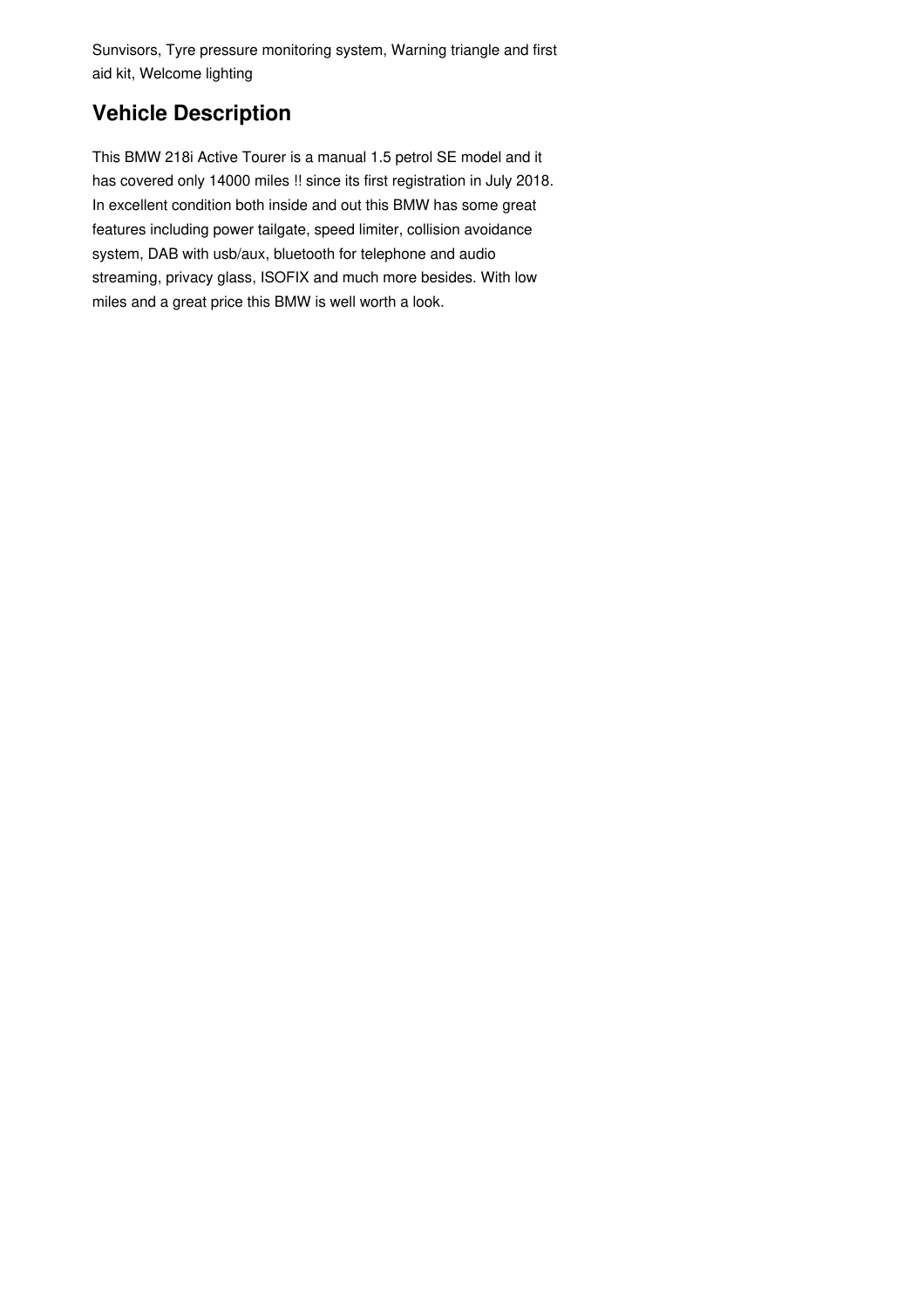Sunvisors, Tyre pressure monitoring system, Warning triangle and first aid kit, Welcome lighting

## Vehicle Description

This BMW 218i Active Tourer is a manual 1.5 petrol SE model and it has covered only 14000 miles !! since its first registration in July 2018. In excellent condition both inside and out this BMW has some great features including power tailgate, speed limiter, collision avoidance system, DAB with usb/aux, bluetooth for telephone and audio streaming, privacy glass, ISOFIX and much more besides. With low miles and a great price this BMW is well worth a look.